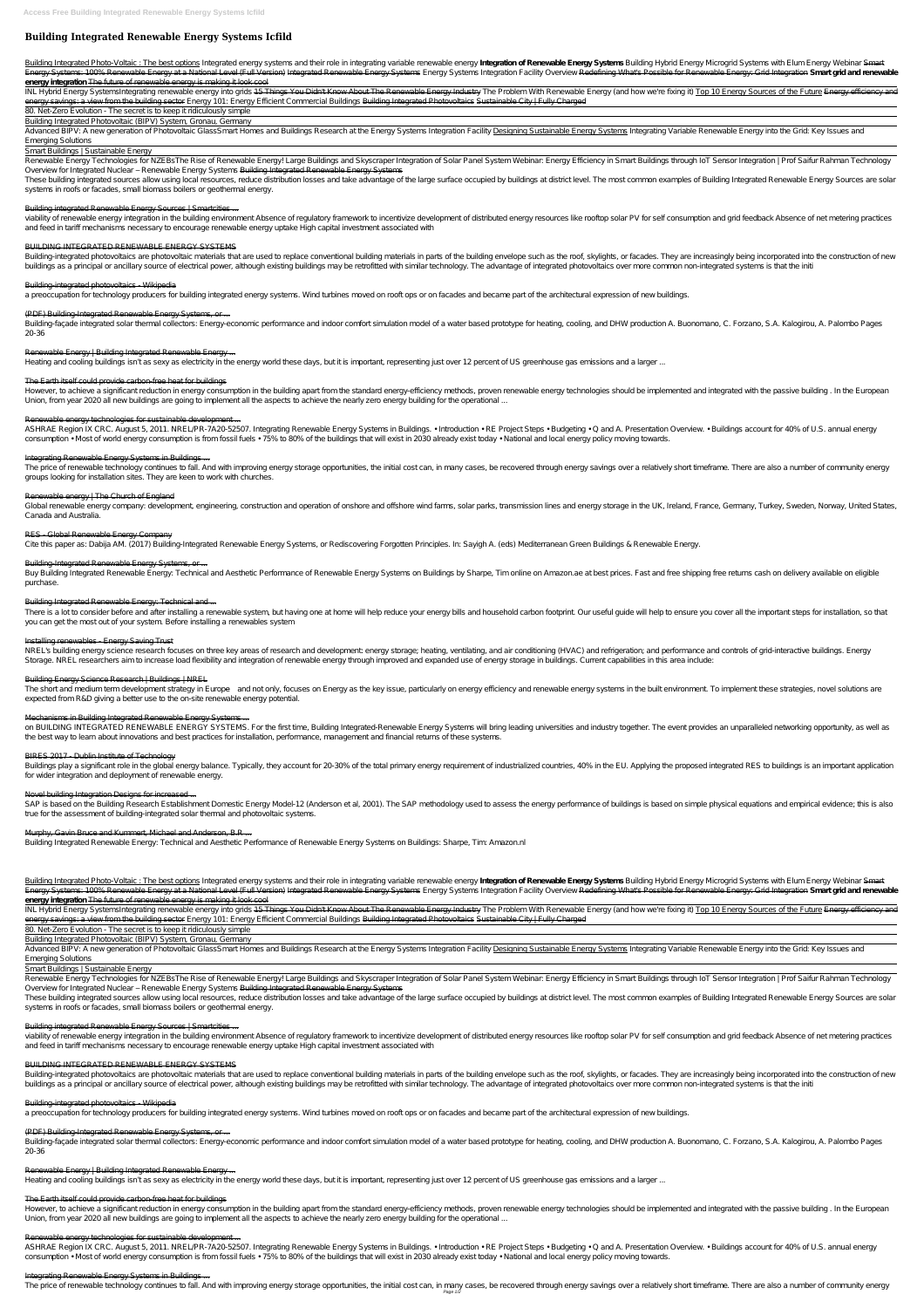# Building Integrated Renewable Energy Systems Icfild

Building Integrated Photo-Voltaic : The best options Integrated energy systems and their role in integrating variable renewable energy **Integration of Renewable Energy Systems** Building Hybrid Energy Microgrid Systems with Elum Energy Webinar Smart Energy Systems: 100% Renewable Energy at a National Level (Full Version) Integrated Renewable Energy Systems Energy Systems Integration Facility Overview Redefining What's Possible for Renewable Energy: Grid Integration **Smart grid and renewable energy integration** The future of renewable energy is making it look cool

INL Hybrid Energy SystemsIntegrating renewable energy into grids 15 Things You Didn't Know About The Renewable Energy Industry The Problem With Renewable Energy (and how we're fixing it) Top 10 Energy Sources of the Future Energy efficiency and energy savings: a view from the building sector Energy 101: Energy Efficient Commercial Buildings Building Integrated Photovoltaics Sustainable City | Fully Charged

80. Net-Zero Evolution - The secret is to keep it ridiculously simple

Building Integrated Photovoltaic (BIPV) System, Gronau, Germany

Advanced BIPV: A new generation of Photovoltaic GlassSmart Homes and Buildings Research at the Energy Systems Integration Facility Designing Sustainable Energy Systems Integrating Variable Renewable Energy into the Grid: Key Issues and Emerging Solutions

Smart Buildings | Sustainable Energy

Renewable Energy Technologies for NZEBsThe Rise of Renewable Energy! Large Buildings and Skyscraper Integration of Solar Panel System Webinar: Energy Efficiency in Smart Buildings through IoT Sensor Integration | Prof Saifur Rahman Technology Overview for Integrated Nuclear – Renewable Energy Systems Building Integrated Renewable Energy Systems

These building integrated sources allow using local resources, reduce distribution losses and take advantage of the large surface occupied by buildings at district level. The most common examples of Building Integrated Renewable Energy Sources are solar systems in roofs or facades, small biomass boilers or geothermal energy.

## Building integrated Renewable Energy Sources | Smartcities ...

viability of renewable energy integration in the building environment Absence of regulatory framework to incentivize development of distributed energy resources like rooftop solar PV for self consumption and grid feedback Absence of net metering practices and feed in tariff mechanisms necessary to encourage renewable energy uptake High capital investment associated with

## BUILDING INTEGRATED RENEWABLE ENERGY SYSTEMS

Building-integrated photovoltaics are photovoltaic materials that are used to replace conventional building materials in parts of the building envelope such as the roof, skylights, or facades. They are increasingly being incorporated into the construction of new buildings as a principal or ancillary source of electrical power, although existing buildings may be retrofitted with similar technology. The advantage of integrated photovoltaics over more common non-integrated systems is that the initi

## Building-integrated photovoltaics - Wikipedia

a preoccupation for technology producers for building integrated energy systems. Wind turbines moved on rooft ops or on facades and became part of the architectural expression of new buildings.

## (PDF) Building-Integrated Renewable Energy Systems, or ...

Building-façade integrated solar thermal collectors: Energy-economic performance and indoor comfort simulation model of a water based prototype for heating, cooling, and DHW production A. Buonomano, C. Forzano, S.A. Kalogirou, A. Palombo Pages 20-36

## Renewable Energy | Building Integrated Renewable Energy ...

Heating and cooling buildings isn't as sexy as electricity in the energy world these days, but it is important, representing just over 12 percent of US greenhouse gas emissions and a larger ...

## The Earth itself could provide carbon-free heat for buildings

However, to achieve a significant reduction in energy consumption in the building apart from the standard energy-efficiency methods, proven renewable energy technologies should be implemented and integrated with the passive building . In the European Union, from year 2020 all new buildings are going to implement all the aspects to achieve the nearly zero energy building for the operational ...

## Renewable energy technologies for sustainable development ...

ASHRAE Region IX CRC. August 5, 2011. NREL/PR-7A20-52507. Integrating Renewable Energy Systems in Buildings. • Introduction • RE Project Steps • Budgeting • Q and A. Presentation Overview. • Buildings account for 40% of U.S. annual energy consumption • Most of world energy consumption is from fossil fuels • 75% to 80% of the buildings that will exist in 2030 already exist today • National and local energy policy moving towards.

## Integrating Renewable Energy Systems in Buildings ...

The price of renewable technology continues to fall. And with improving energy storage opportunities, the initial cost can, in many cases, be recovered through energy savings over a relatively short timeframe. There are also a number of community energy groups looking for installation sites. They are keen to work with churches.

## Renewable energy | The Church of England

Global renewable energy company: development, engineering, construction and operation of onshore and offshore wind farms, solar parks, transmission lines and energy storage in the UK, Ireland, France, Germany, Turkey, Sweden, Norway, United States, Canada and Australia.

## RES - Global Renewable Energy Company

Cite this paper as: Dabija AM. (2017) Building-Integrated Renewable Energy Systems, or Rediscovering Forgotten Principles. In: Sayigh A. (eds) Mediterranean Green Buildings & Renewable Energy.

## Building-Integrated Renewable Energy Systems, or ...

Buy Building Integrated Renewable Energy: Technical and Aesthetic Performance of Renewable Energy Systems on Buildings by Sharpe, Tim online on Amazon.ae at best prices. Fast and free shipping free returns cash on delivery available on eligible purchase.

## Building Integrated Renewable Energy: Technical and ...

There is a lot to consider before and after installing a renewable system, but having one at home will help reduce your energy bills and household carbon footprint. Our useful guide will help to ensure you cover all the important steps for installation, so that you can get the most out of your system. Before installing a renewables system

## Installing renewables - Energy Saving Trust

NREL's building energy science research focuses on three key areas of research and development: energy storage; heating, ventilating, and air conditioning (HVAC) and refrigeration; and performance and controls of grid-interactive buildings. Energy Storage. NREL researchers aim to increase load flexibility and integration of renewable energy through improved and expanded use of energy storage in buildings. Current capabilities in this area include:

## Building Energy Science Research | Buildings | NREL

The short and medium term development strategy in Europe and not only, focuses on Energy as the key issue, particularly on energy efficiency and renewable energy systems in the built environment. To implement these strategies, novel solutions are expected from R&D giving a better use to the on-site renewable energy potential.

## Mechanisms in Building Integrated Renewable Energy Systems ...

on BUILDING INTEGRATED RENEWABLE ENERGY SYSTEMS. For the first time, Building Integrated-Renewable Energy Systems will bring leading universities and industry together. The event provides an unparalleled networking opportunity, as well as the best way to learn about innovations and best practices for installation, performance, management and financial returns of these systems.

## BIRES 2017 - Dublin Institute of Technology

Buildings play a significant role in the global energy balance. Typically, they account for 20-30% of the total primary energy requirement of industrialized countries, 40% in the EU. Applying the proposed integrated RES to buildings is an important application for wider integration and deployment of renewable energy.

## Novel building Integration Designs for increased ...

SAP is based on the Building Research Establishment Domestic Energy Model-12 (Anderson et al, 2001). The SAP methodology used to assess the energy performance of buildings is based on simple physical equations and empirical evidence; this is also true for the assessment of building-integrated solar thermal and photovoltaic systems.

## Murphy, Gavin Bruce and Kummert, Michael and Anderson, B.R ...

Building Integrated Renewable Energy: Technical and Aesthetic Performance of Renewable Energy Systems on Buildings: Sharpe, Tim: Amazon.nl

Building Integrated Photo-Voltaic : The best options Integrated energy systems and their role in integrating variable renewable energy **Integration of Renewable Energy Systems** Building Hybrid Energy Microgrid Systems with Elum Energy Webinar Smart Energy Systems: 100% Renewable Energy at a National Level (Full Version) Integrated Renewable Energy Systems Energy Systems Integration Facility Overview Redefining What's Possible for Renewable Energy: Grid Integration **Smart grid and renewable energy integration** The future of renewable energy is making it look cool

INL Hybrid Energy SystemsIntegrating renewable energy into grids 15 Things You Didn't Know About The Renewable Energy Industry The Problem With Renewable Energy (and how we're fixing it) Top 10 Energy Sources of the Future Energy efficiency and energy savings: a view from the building sector Energy 101: Energy Efficient Commercial Buildings Building Integrated Photovoltaics Sustainable City | Fully Charged

80. Net-Zero Evolution - The secret is to keep it ridiculously simple

Building Integrated Photovoltaic (BIPV) System, Gronau, Germany

Advanced BIPV: A new generation of Photovoltaic GlassSmart Homes and Buildings Research at the Energy Systems Integration Facility Designing Sustainable Energy Systems Integrating Variable Renewable Energy into the Grid: Key Issues and Emerging Solutions

Smart Buildings | Sustainable Energy

Renewable Energy Technologies for NZEBsThe Rise of Renewable Energy! Large Buildings and Skyscraper Integration of Solar Panel System Webinar: Energy Efficiency in Smart Buildings through IoT Sensor Integration | Prof Saifur Rahman Technology Overview for Integrated Nuclear – Renewable Energy Systems Building Integrated Renewable Energy Systems

These building integrated sources allow using local resources, reduce distribution losses and take advantage of the large surface occupied by buildings at district level. The most common examples of Building Integrated Renewable Energy Sources are solar systems in roofs or facades, small biomass boilers or geothermal energy.

## Building integrated Renewable Energy Sources | Smartcities ...

viability of renewable energy integration in the building environment Absence of regulatory framework to incentivize development of distributed energy resources like rooftop solar PV for self consumption and grid feedback Absence of net metering practices and feed in tariff mechanisms necessary to encourage renewable energy uptake High capital investment associated with

## BUILDING INTEGRATED RENEWABLE ENERGY SYSTEMS

Building-integrated photovoltaics are photovoltaic materials that are used to replace conventional building materials in parts of the building envelope such as the roof, skylights, or facades. They are increasingly being incorporated into the construction of new buildings as a principal or ancillary source of electrical power, although existing buildings may be retrofitted with similar technology. The advantage of integrated photovoltaics over more common non-integrated systems is that the initi

## Building-integrated photovoltaics - Wikipedia

a preoccupation for technology producers for building integrated energy systems. Wind turbines moved on rooft ops or on facades and became part of the architectural expression of new buildings.

## (PDF) Building-Integrated Renewable Energy Systems, or ...

Building-façade integrated solar thermal collectors: Energy-economic performance and indoor comfort simulation model of a water based prototype for heating, cooling, and DHW production A. Buonomano, C. Forzano, S.A. Kalogirou, A. Palombo Pages 20-36

## Renewable Energy | Building Integrated Renewable Energy ...

Heating and cooling buildings isn't as sexy as electricity in the energy world these days, but it is important, representing just over 12 percent of US greenhouse gas emissions and a larger ...

## The Earth itself could provide carbon-free heat for buildings

However, to achieve a significant reduction in energy consumption in the building apart from the standard energy-efficiency methods, proven renewable energy technologies should be implemented and integrated with the passive building . In the European Union, from year 2020 all new buildings are going to implement all the aspects to achieve the nearly zero energy building for the operational ...

## Renewable energy technologies for sustainable development ...

ASHRAE Region IX CRC. August 5, 2011. NREL/PR-7A20-52507. Integrating Renewable Energy Systems in Buildings. • Introduction • RE Project Steps • Budgeting • Q and A. Presentation Overview. • Buildings account for 40% of U.S. annual energy consumption • Most of world energy consumption is from fossil fuels • 75% to 80% of the buildings that will exist in 2030 already exist today • National and local energy policy moving towards.

## Integrating Renewable Energy Systems in Buildings ...

The price of renewable technology continues to fall. And with improving energy storage opportunities, the initial cost can, in many cases, be recovered through energy savings over a relatively short timeframe. There are also a number of community energy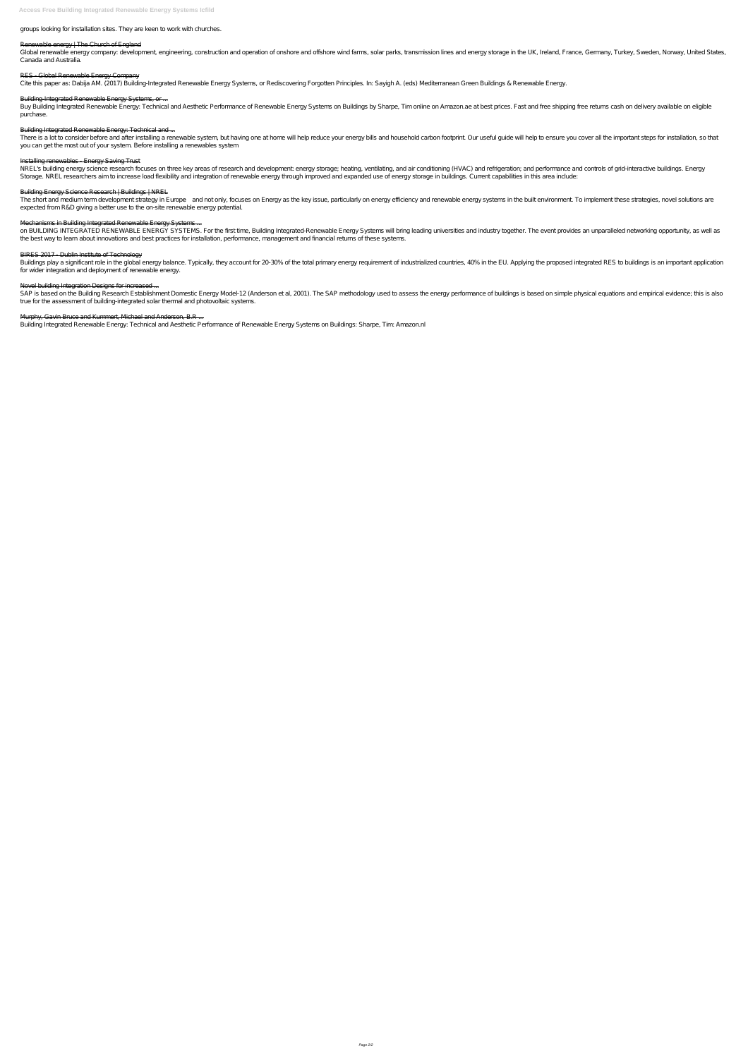groups looking for installation sites. They are keen to work with churches.

Renewable energy | The Church of England

Global renewable energy company: development, engineering, construction and operation of onshore and offshore wind farms, solar parks, transmission lines and energy storage in the UK, Ireland, France, Germany, Turkey, Sweden, Norway, United States, Canada and Australia.

RES - Global Renewable Energy Company

Cite this paper as: Dabija AM. (2017) Building-Integrated Renewable Energy Systems, or Rediscovering Forgotten Principles. In: Sayigh A. (eds) Mediterranean Green Buildings & Renewable Energy.

Building-Integrated Renewable Energy Systems, or ...

Buy Building Integrated Renewable Energy: Technical and Aesthetic Performance of Renewable Energy Systems on Buildings by Sharpe, Tim online on Amazon.ae at best prices. Fast and free shipping free returns cash on delivery available on eligible purchase.

Building Integrated Renewable Energy: Technical and ...

There is a lot to consider before and after installing a renewable system, but having one at home will help reduce your energy bills and household carbon footprint. Our useful guide will help to ensure you cover all the important steps for installation, so that you can get the most out of your system. Before installing a renewables system

Installing renewables - Energy Saving Trust

NREL's building energy science research focuses on three key areas of research and development: energy storage; heating, ventilating, and air conditioning (HVAC) and refrigeration; and performance and controls of grid-interactive buildings. Energy Storage. NREL researchers aim to increase load flexibility and integration of renewable energy through improved and expanded use of energy storage in buildings. Current capabilities in this area include:

Building Energy Science Research | Buildings | NREL

The short and medium term development strategy in Europe and not only, focuses on Energy as the key issue, particularly on energy efficiency and renewable energy systems in the built environment. To implement these strategies, novel solutions are expected from R&D giving a better use to the on-site renewable energy potential.

Mechanisms in Building Integrated Renewable Energy Systems ...

on BUILDING INTEGRATED RENEWABLE ENERGY SYSTEMS. For the first time, Building Integrated-Renewable Energy Systems will bring leading universities and industry together. The event provides an unparalleled networking opportunity, as well as the best way to learn about innovations and best practices for installation, performance, management and financial returns of these systems.

BIRES 2017 - Dublin Institute of Technology

Buildings play a significant role in the global energy balance. Typically, they account for 20-30% of the total primary energy requirement of industrialized countries, 40% in the EU. Applying the proposed integrated RES to buildings is an important application for wider integration and deployment of renewable energy.

Novel building Integration Designs for increased ...

SAP is based on the Building Research Establishment Domestic Energy Model-12 (Anderson et al, 2001). The SAP methodology used to assess the energy performance of buildings is based on simple physical equations and empirical evidence; this is also true for the assessment of building-integrated solar thermal and photovoltaic systems.

Murphy, Gavin Bruce and Kummert, Michael and Anderson, B.R ...

Building Integrated Renewable Energy: Technical and Aesthetic Performance of Renewable Energy Systems on Buildings: Sharpe, Tim: Amazon.nl